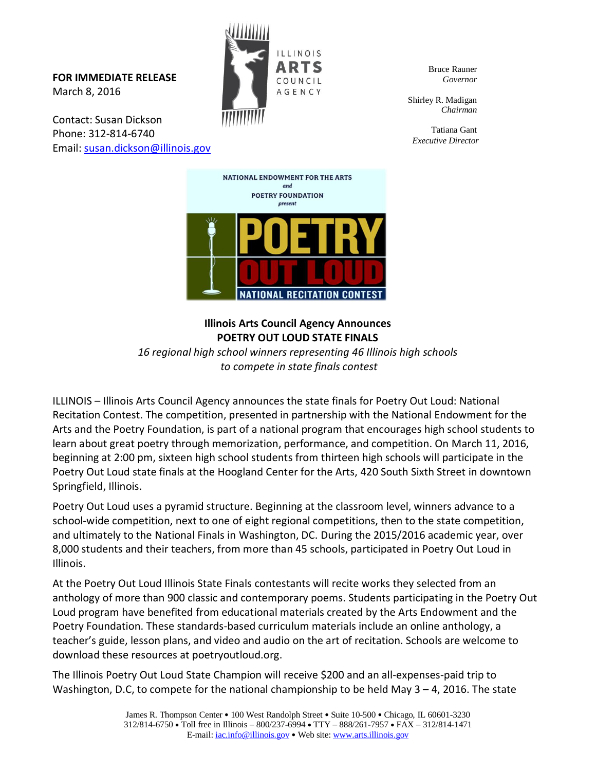**FOR IMMEDIATE RELEASE**
March 8, 2016

Contact: Susan Dickson
Phone: 312-814-6740
Email: susan.dickson@illinois.gov

ILLINOIS ARTS COUNCIL AGENCY

Bruce Rauner
*Governor*

Shirley R. Madigan
*Chairman*

Tatiana Gant
*Executive Director*

NATIONAL ENDOWMENT FOR THE ARTS *and* POETRY FOUNDATION *present* POETRY OUT LOUD NATIONAL RECITATION CONTEST

**Illinois Arts Council Agency Announces**
**POETRY OUT LOUD STATE FINALS**
*16 regional high school winners representing 46 Illinois high schools to compete in state finals contest*

ILLINOIS – Illinois Arts Council Agency announces the state finals for Poetry Out Loud: National Recitation Contest. The competition, presented in partnership with the National Endowment for the Arts and the Poetry Foundation, is part of a national program that encourages high school students to learn about great poetry through memorization, performance, and competition. On March 11, 2016, beginning at 2:00 pm, sixteen high school students from thirteen high schools will participate in the Poetry Out Loud state finals at the Hoogland Center for the Arts, 420 South Sixth Street in downtown Springfield, Illinois.

Poetry Out Loud uses a pyramid structure. Beginning at the classroom level, winners advance to a school-wide competition, next to one of eight regional competitions, then to the state competition, and ultimately to the National Finals in Washington, DC. During the 2015/2016 academic year, over 8,000 students and their teachers, from more than 45 schools, participated in Poetry Out Loud in Illinois.

At the Poetry Out Loud Illinois State Finals contestants will recite works they selected from an anthology of more than 900 classic and contemporary poems. Students participating in the Poetry Out Loud program have benefited from educational materials created by the Arts Endowment and the Poetry Foundation. These standards-based curriculum materials include an online anthology, a teacher's guide, lesson plans, and video and audio on the art of recitation. Schools are welcome to download these resources at poetryoutloud.org.

The Illinois Poetry Out Loud State Champion will receive $200 and an all-expenses-paid trip to Washington, D.C, to compete for the national championship to be held May 3 – 4, 2016. The state

James R. Thompson Center • 100 West Randolph Street • Suite 10-500 • Chicago, IL 60601-3230
312/814-6750 • Toll free in Illinois – 800/237-6994 • TTY – 888/261-7957 • FAX – 312/814-1471
E-mail: iac.info@illinois.gov • Web site: www.arts.illinois.gov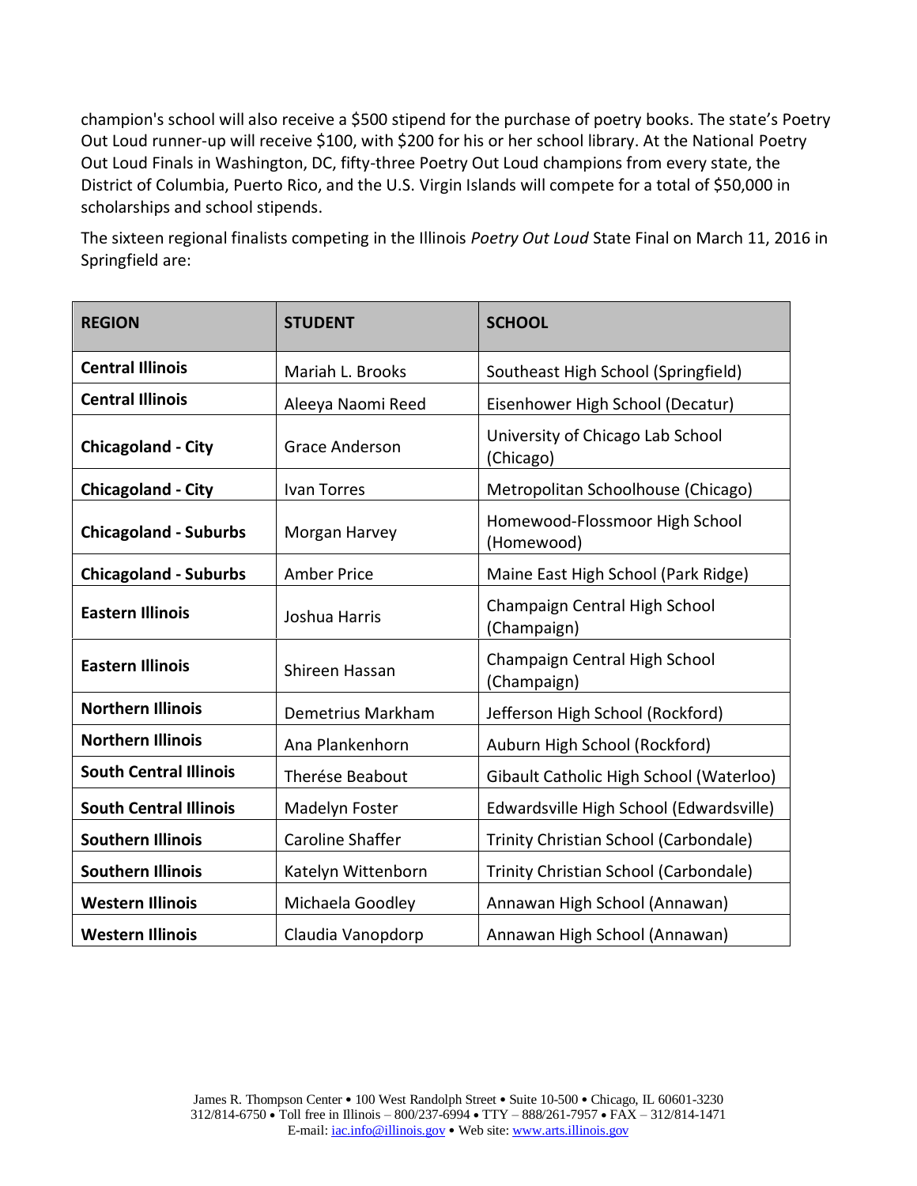champion's school will also receive a $500 stipend for the purchase of poetry books. The state's Poetry Out Loud runner-up will receive $100, with $200 for his or her school library. At the National Poetry Out Loud Finals in Washington, DC, fifty-three Poetry Out Loud champions from every state, the District of Columbia, Puerto Rico, and the U.S. Virgin Islands will compete for a total of $50,000 in scholarships and school stipends.

The sixteen regional finalists competing in the Illinois *Poetry Out Loud* State Final on March 11, 2016 in Springfield are:

| REGION | STUDENT | SCHOOL |
|---|---|---|
| **Central Illinois** | Mariah L. Brooks | Southeast High School (Springfield) |
| **Central Illinois** | Aleeya Naomi Reed | Eisenhower High School (Decatur) |
| **Chicagoland - City** | Grace Anderson | University of Chicago Lab School (Chicago) |
| **Chicagoland - City** | Ivan Torres | Metropolitan Schoolhouse (Chicago) |
| **Chicagoland - Suburbs** | Morgan Harvey | Homewood-Flossmoor High School (Homewood) |
| **Chicagoland - Suburbs** | Amber Price | Maine East High School (Park Ridge) |
| **Eastern Illinois** | Joshua Harris | Champaign Central High School (Champaign) |
| **Eastern Illinois** | Shireen Hassan | Champaign Central High School (Champaign) |
| **Northern Illinois** | Demetrius Markham | Jefferson High School (Rockford) |
| **Northern Illinois** | Ana Plankenhorn | Auburn High School (Rockford) |
| **South Central Illinois** | Therése Beabout | Gibault Catholic High School (Waterloo) |
| **South Central Illinois** | Madelyn Foster | Edwardsville High School (Edwardsville) |
| **Southern Illinois** | Caroline Shaffer | Trinity Christian School (Carbondale) |
| **Southern Illinois** | Katelyn Wittenborn | Trinity Christian School (Carbondale) |
| **Western Illinois** | Michaela Goodley | Annawan High School (Annawan) |
| **Western Illinois** | Claudia Vanopdorp | Annawan High School (Annawan) |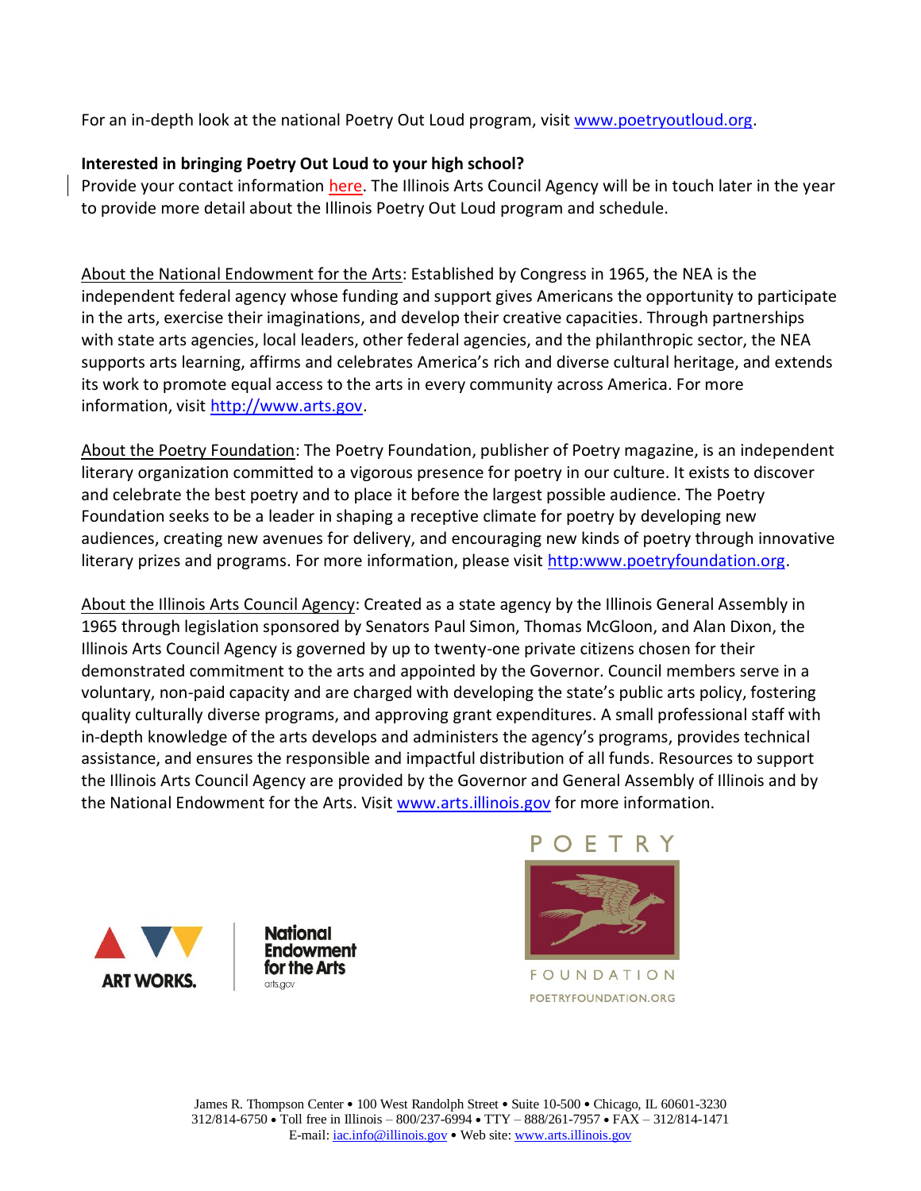For an in-depth look at the national Poetry Out Loud program, visit www.poetryoutloud.org.

**Interested in bringing Poetry Out Loud to your high school?**

Provide your contact information here. The Illinois Arts Council Agency will be in touch later in the year to provide more detail about the Illinois Poetry Out Loud program and schedule.

About the National Endowment for the Arts: Established by Congress in 1965, the NEA is the independent federal agency whose funding and support gives Americans the opportunity to participate in the arts, exercise their imaginations, and develop their creative capacities. Through partnerships with state arts agencies, local leaders, other federal agencies, and the philanthropic sector, the NEA supports arts learning, affirms and celebrates America's rich and diverse cultural heritage, and extends its work to promote equal access to the arts in every community across America. For more information, visit http://www.arts.gov.

About the Poetry Foundation: The Poetry Foundation, publisher of Poetry magazine, is an independent literary organization committed to a vigorous presence for poetry in our culture. It exists to discover and celebrate the best poetry and to place it before the largest possible audience. The Poetry Foundation seeks to be a leader in shaping a receptive climate for poetry by developing new audiences, creating new avenues for delivery, and encouraging new kinds of poetry through innovative literary prizes and programs. For more information, please visit http:www.poetryfoundation.org.

About the Illinois Arts Council Agency: Created as a state agency by the Illinois General Assembly in 1965 through legislation sponsored by Senators Paul Simon, Thomas McGloon, and Alan Dixon, the Illinois Arts Council Agency is governed by up to twenty-one private citizens chosen for their demonstrated commitment to the arts and appointed by the Governor. Council members serve in a voluntary, non-paid capacity and are charged with developing the state's public arts policy, fostering quality culturally diverse programs, and approving grant expenditures. A small professional staff with in-depth knowledge of the arts develops and administers the agency's programs, provides technical assistance, and ensures the responsible and impactful distribution of all funds. Resources to support the Illinois Arts Council Agency are provided by the Governor and General Assembly of Illinois and by the National Endowment for the Arts. Visit www.arts.illinois.gov for more information.

ART WORKS.

National Endowment for the Arts
arts.gov

POETRY FOUNDATION
POETRYFOUNDATION.ORG

James R. Thompson Center • 100 West Randolph Street • Suite 10-500 • Chicago, IL 60601-3230
312/814-6750 • Toll free in Illinois – 800/237-6994 • TTY – 888/261-7957 • FAX – 312/814-1471
E-mail: iac.info@illinois.gov • Web site: www.arts.illinois.gov